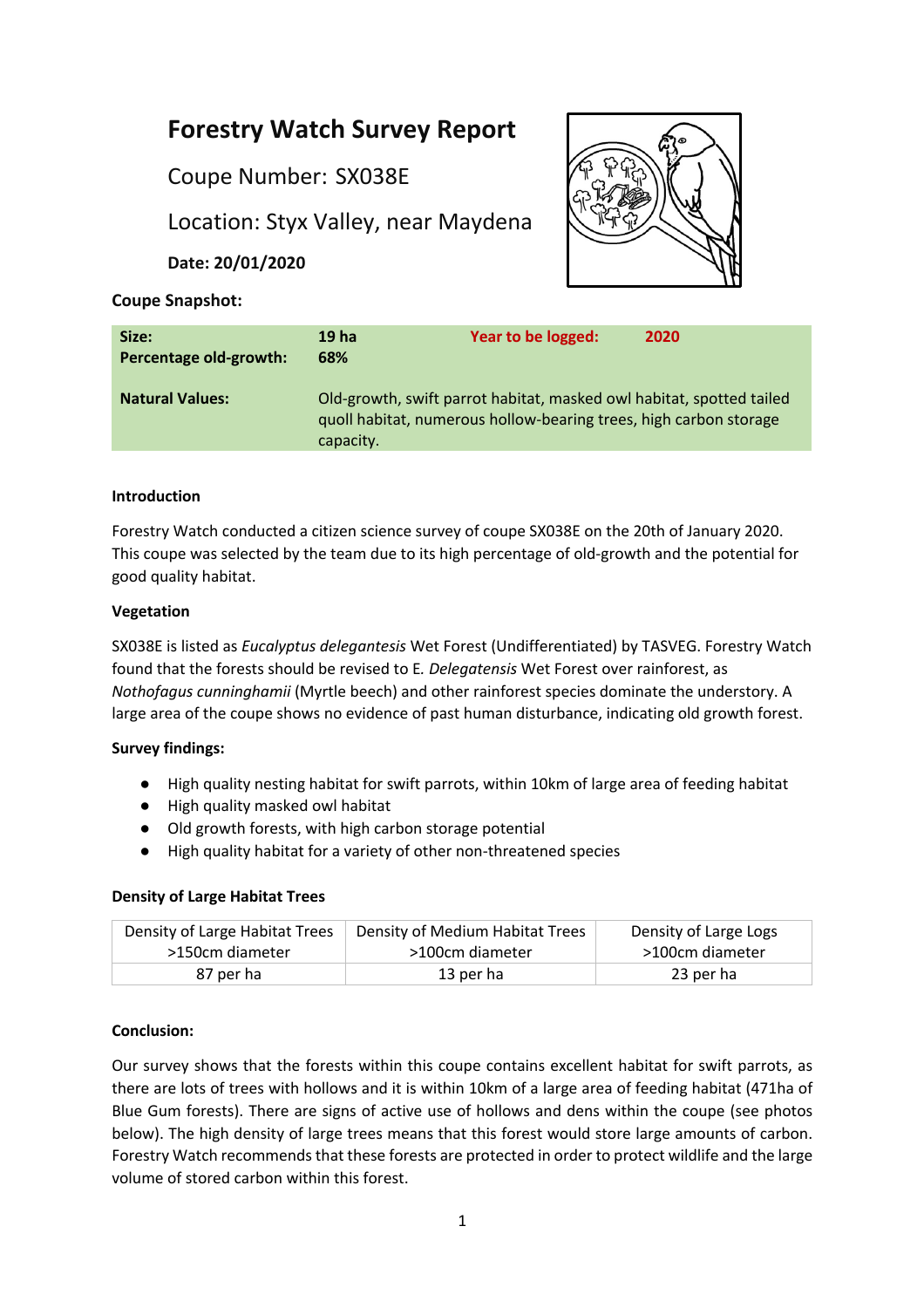# Forestry Watch Survey Report

## Coupe Number: SX038E

## Location: Styx Valley, near Maydena

**Date: 20/01/2020**

**Coupe Snapshot:**

| | | | |
|---|---|---|---|
| **Size:** | **19 ha** | **Year to be logged:** | **2020** |
| **Percentage old-growth:** | **68%** | | |
| **Natural Values:** | Old-growth, swift parrot habitat, masked owl habitat, spotted tailed quoll habitat, numerous hollow-bearing trees, high carbon storage capacity. | | |

**Introduction**

Forestry Watch conducted a citizen science survey of coupe SX038E on the 20th of January 2020. This coupe was selected by the team due to its high percentage of old-growth and the potential for good quality habitat.

**Vegetation**

SX038E is listed as *Eucalyptus delegantesis* Wet Forest (Undifferentiated) by TASVEG. Forestry Watch found that the forests should be revised to E. *Delegatensis* Wet Forest over rainforest, as *Nothofagus cunninghamii* (Myrtle beech) and other rainforest species dominate the understory. A large area of the coupe shows no evidence of past human disturbance, indicating old growth forest.

**Survey findings:**

- High quality nesting habitat for swift parrots, within 10km of large area of feeding habitat
- High quality masked owl habitat
- Old growth forests, with high carbon storage potential
- High quality habitat for a variety of other non-threatened species

**Density of Large Habitat Trees**

| Density of Large Habitat Trees >150cm diameter | Density of Medium Habitat Trees >100cm diameter | Density of Large Logs >100cm diameter |
|---|---|---|
| 87 per ha | 13 per ha | 23 per ha |

**Conclusion:**

Our survey shows that the forests within this coupe contains excellent habitat for swift parrots, as there are lots of trees with hollows and it is within 10km of a large area of feeding habitat (471ha of Blue Gum forests). There are signs of active use of hollows and dens within the coupe (see photos below). The high density of large trees means that this forest would store large amounts of carbon. Forestry Watch recommends that these forests are protected in order to protect wildlife and the large volume of stored carbon within this forest.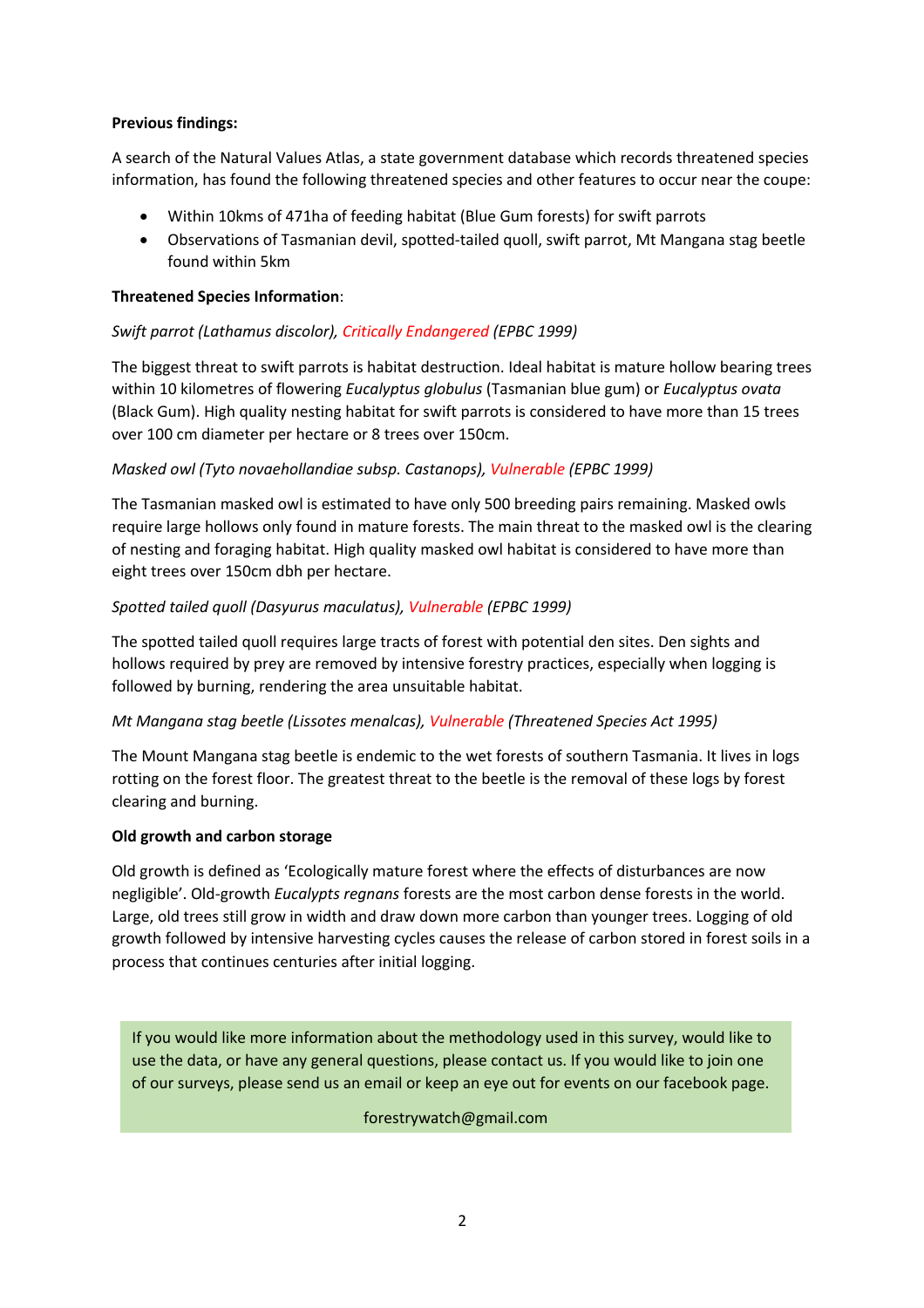**Previous findings:**

A search of the Natural Values Atlas, a state government database which records threatened species information, has found the following threatened species and other features to occur near the coupe:

- Within 10kms of 471ha of feeding habitat (Blue Gum forests) for swift parrots
- Observations of Tasmanian devil, spotted-tailed quoll, swift parrot, Mt Mangana stag beetle found within 5km

**Threatened Species Information**:

*Swift parrot (Lathamus discolor), Critically Endangered (EPBC 1999)*

The biggest threat to swift parrots is habitat destruction. Ideal habitat is mature hollow bearing trees within 10 kilometres of flowering *Eucalyptus globulus* (Tasmanian blue gum) or *Eucalyptus ovata* (Black Gum). High quality nesting habitat for swift parrots is considered to have more than 15 trees over 100 cm diameter per hectare or 8 trees over 150cm.

*Masked owl (Tyto novaehollandiae subsp. Castanops), Vulnerable (EPBC 1999)*

The Tasmanian masked owl is estimated to have only 500 breeding pairs remaining. Masked owls require large hollows only found in mature forests. The main threat to the masked owl is the clearing of nesting and foraging habitat. High quality masked owl habitat is considered to have more than eight trees over 150cm dbh per hectare.

*Spotted tailed quoll (Dasyurus maculatus), Vulnerable (EPBC 1999)*

The spotted tailed quoll requires large tracts of forest with potential den sites. Den sights and hollows required by prey are removed by intensive forestry practices, especially when logging is followed by burning, rendering the area unsuitable habitat.

*Mt Mangana stag beetle (Lissotes menalcas), Vulnerable (Threatened Species Act 1995)*

The Mount Mangana stag beetle is endemic to the wet forests of southern Tasmania. It lives in logs rotting on the forest floor. The greatest threat to the beetle is the removal of these logs by forest clearing and burning.

**Old growth and carbon storage**

Old growth is defined as 'Ecologically mature forest where the effects of disturbances are now negligible'. Old-growth *Eucalypts regnans* forests are the most carbon dense forests in the world. Large, old trees still grow in width and draw down more carbon than younger trees. Logging of old growth followed by intensive harvesting cycles causes the release of carbon stored in forest soils in a process that continues centuries after initial logging.

If you would like more information about the methodology used in this survey, would like to use the data, or have any general questions, please contact us. If you would like to join one of our surveys, please send us an email or keep an eye out for events on our facebook page.

forestrywatch@gmail.com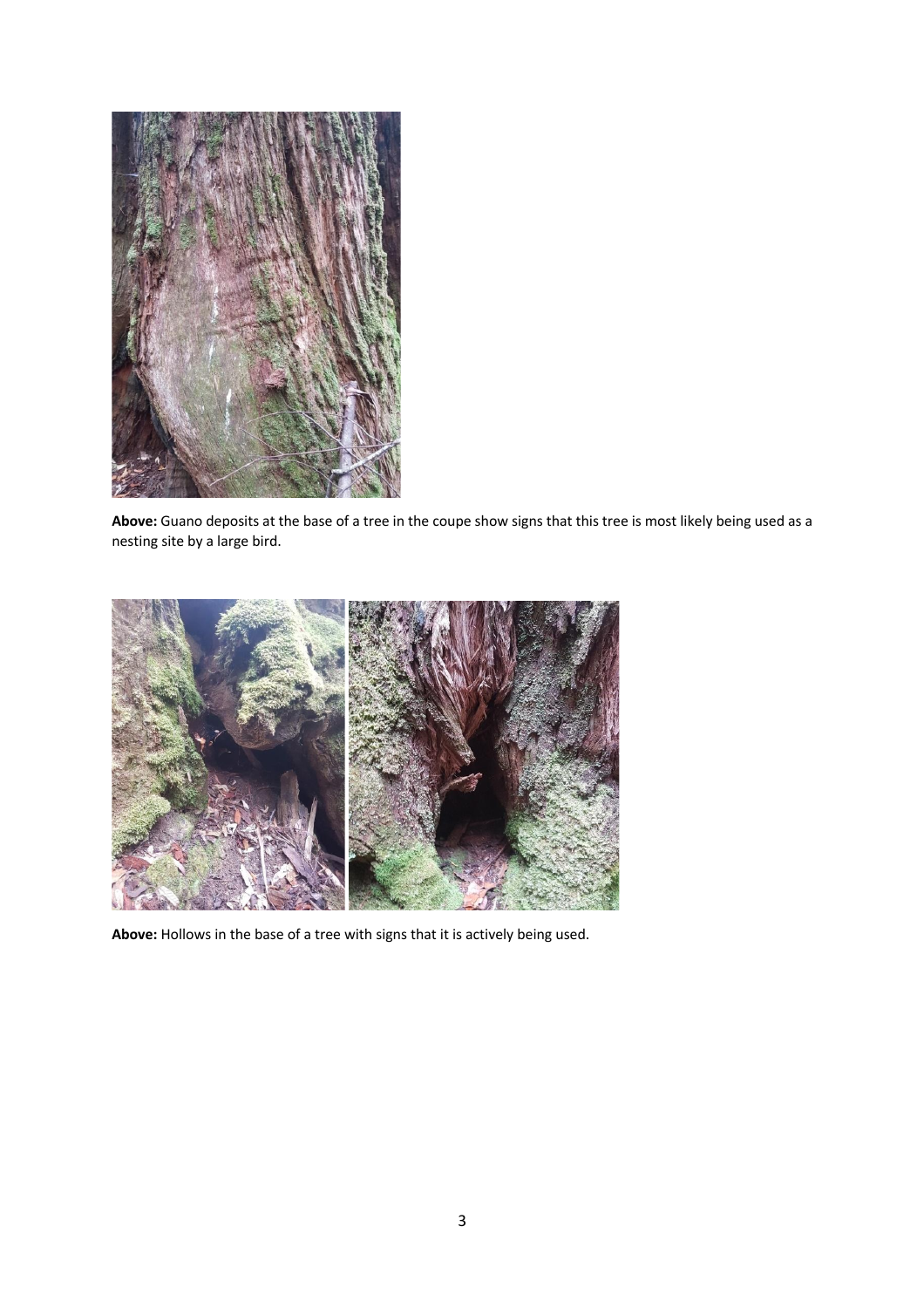**Above:** Guano deposits at the base of a tree in the coupe show signs that this tree is most likely being used as a nesting site by a large bird.

**Above:** Hollows in the base of a tree with signs that it is actively being used.